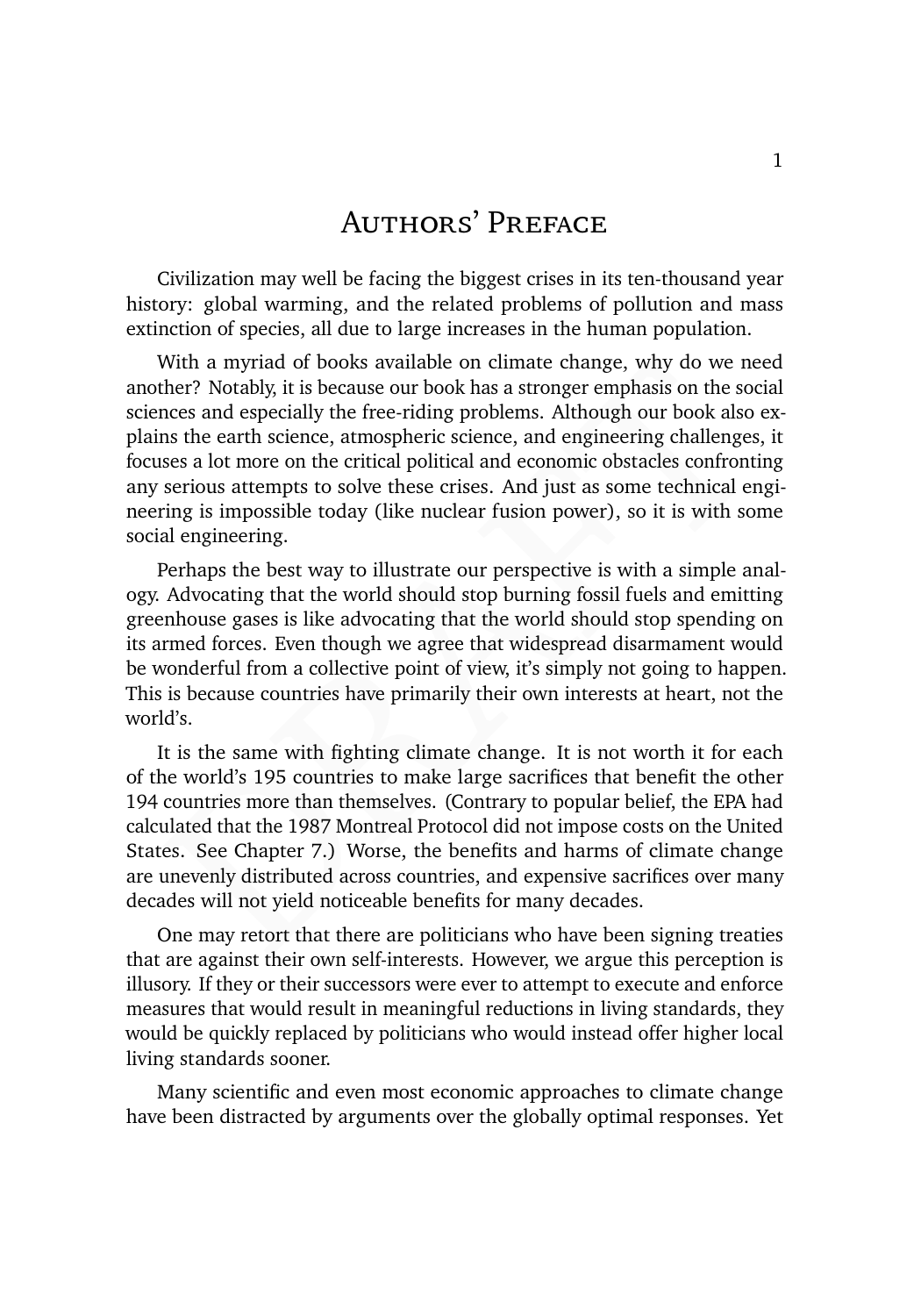# Authors' Preface

Civilization may well be facing the biggest crises in its ten-thousand year history: global warming, and the related problems of pollution and mass extinction of species, all due to large increases in the human population.

With a myriad of books available on climate change, why do we need another? Notably, it is because our book has a stronger emphasis on the social sciences and especially the free-riding problems. Although our book also explains the earth science, atmospheric science, and engineering challenges, it focuses a lot more on the critical political and economic obstacles confronting any serious attempts to solve these crises. And just as some technical engineering is impossible today (like nuclear fusion power), so it is with some social engineering.

Perhaps the best way to illustrate our perspective is with a simple analogy. Advocating that the world should stop burning fossil fuels and emitting greenhouse gases is like advocating that the world should stop spending on its armed forces. Even though we agree that widespread disarmament would be wonderful from a collective point of view, it's simply not going to happen. This is because countries have primarily their own interests at heart, not the world's.

It is the same with fighting climate change. It is not worth it for each of the world's 195 countries to make large sacrifices that benefit the other 194 countries more than themselves. (Contrary to popular belief, the EPA had calculated that the 1987 Montreal Protocol did not impose costs on the United States. See Chapter 7.) Worse, the benefits and harms of climate change are unevenly distributed across countries, and expensive sacrifices over many decades will not yield noticeable benefits for many decades.

One may retort that there are politicians who have been signing treaties that are against their own self-interests. However, we argue this perception is illusory. If they or their successors were ever to attempt to execute and enforce measures that would result in meaningful reductions in living standards, they would be quickly replaced by politicians who would instead offer higher local living standards sooner.

Many scientific and even most economic approaches to climate change have been distracted by arguments over the globally optimal responses. Yet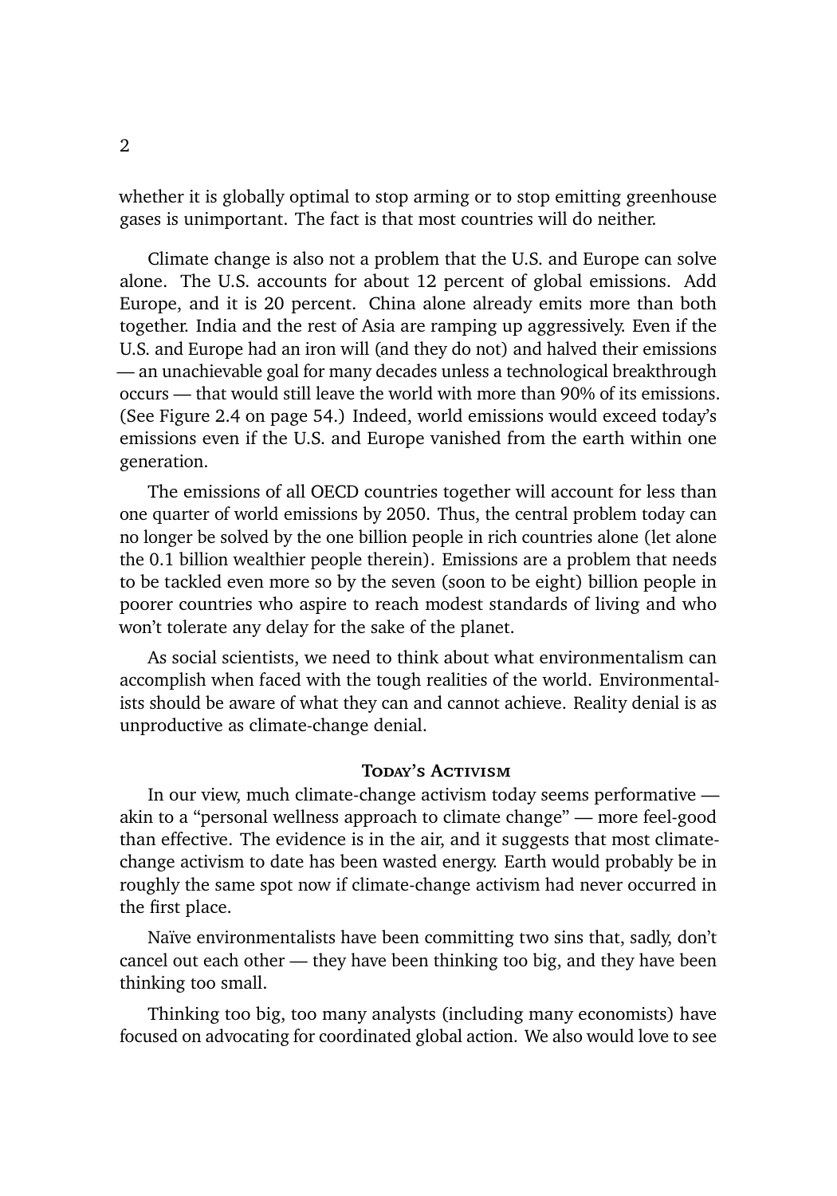whether it is globally optimal to stop arming or to stop emitting greenhouse gases is unimportant. The fact is that most countries will do neither.

Climate change is also not a problem that the U.S. and Europe can solve alone. The U.S. accounts for about 12 percent of global emissions. Add Europe, and it is 20 percent. China alone already emits more than both together. India and the rest of Asia are ramping up aggressively. Even if the U.S. and Europe had an iron will (and they do not) and halved their emissions — an unachievable goal for many decades unless a technological breakthrough occurs — that would still leave the world with more than 90% of its emissions. (See Figure 2.4 on page 54.) Indeed, world emissions would exceed today's emissions even if the U.S. and Europe vanished from the earth within one generation.

The emissions of all OECD countries together will account for less than one quarter of world emissions by 2050. Thus, the central problem today can no longer be solved by the one billion people in rich countries alone (let alone the 0.1 billion wealthier people therein). Emissions are a problem that needs to be tackled even more so by the seven (soon to be eight) billion people in poorer countries who aspire to reach modest standards of living and who won't tolerate any delay for the sake of the planet.

As social scientists, we need to think about what environmentalism can accomplish when faced with the tough realities of the world. Environmentalists should be aware of what they can and cannot achieve. Reality denial is as unproductive as climate-change denial.

### Today's Activism

In our view, much climate-change activism today seems performative — akin to a "personal wellness approach to climate change" — more feel-good than effective. The evidence is in the air, and it suggests that most climate-change activism to date has been wasted energy. Earth would probably be in roughly the same spot now if climate-change activism had never occurred in the first place.

Naïve environmentalists have been committing two sins that, sadly, don't cancel out each other — they have been thinking too big, and they have been thinking too small.

Thinking too big, too many analysts (including many economists) have focused on advocating for coordinated global action. We also would love to see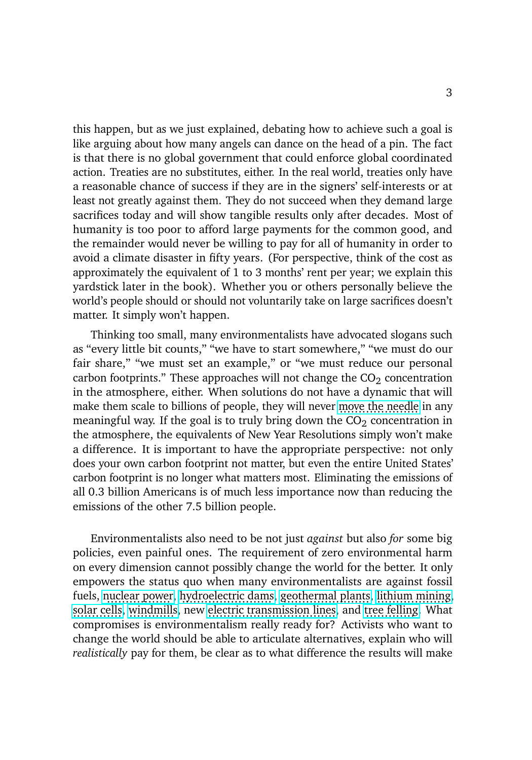this happen, but as we just explained, debating how to achieve such a goal is like arguing about how many angels can dance on the head of a pin. The fact is that there is no global government that could enforce global coordinated action. Treaties are no substitutes, either. In the real world, treaties only have a reasonable chance of success if they are in the signers' self-interests or at least not greatly against them. They do not succeed when they demand large sacrifices today and will show tangible results only after decades. Most of humanity is too poor to afford large payments for the common good, and the remainder would never be willing to pay for all of humanity in order to avoid a climate disaster in fifty years. (For perspective, think of the cost as approximately the equivalent of 1 to 3 months' rent per year; we explain this yardstick later in the book). Whether you or others personally believe the world's people should or should not voluntarily take on large sacrifices doesn't matter. It simply won't happen.

Thinking too small, many environmentalists have advocated slogans such as "every little bit counts," "we have to start somewhere," "we must do our fair share," "we must set an example," or "we must reduce our personal carbon footprints." These approaches will not change the $CO_2$ concentration in the atmosphere, either. When solutions do not have a dynamic that will make them scale to billions of people, they will never move the needle in any meaningful way. If the goal is to truly bring down the $CO_2$ concentration in the atmosphere, the equivalents of New Year Resolutions simply won't make a difference. It is important to have the appropriate perspective: not only does your own carbon footprint not matter, but even the entire United States' carbon footprint is no longer what matters most. Eliminating the emissions of all 0.3 billion Americans is of much less importance now than reducing the emissions of the other 7.5 billion people.

Environmentalists also need to be not just *against* but also *for* some big policies, even painful ones. The requirement of zero environmental harm on every dimension cannot possibly change the world for the better. It only empowers the status quo when many environmentalists are against fossil fuels, nuclear power, hydroelectric dams, geothermal plants, lithium mining, solar cells, windmills, new electric transmission lines, and tree felling. What compromises is environmentalism really ready for? Activists who want to change the world should be able to articulate alternatives, explain who will *realistically* pay for them, be clear as to what difference the results will make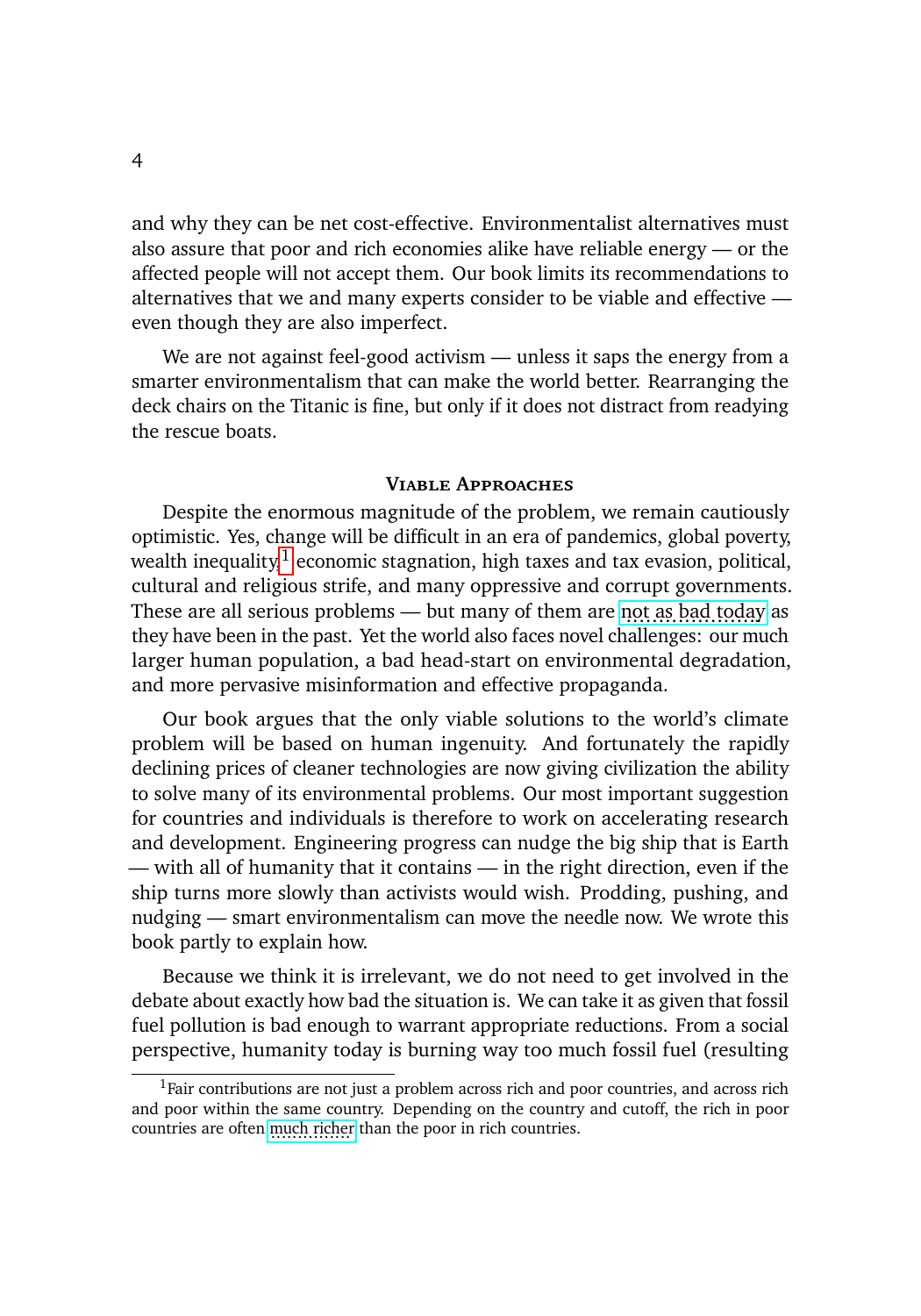and why they can be net cost-effective. Environmentalist alternatives must also assure that poor and rich economies alike have reliable energy — or the affected people will not accept them. Our book limits its recommendations to alternatives that we and many experts consider to be viable and effective — even though they are also imperfect.

We are not against feel-good activism — unless it saps the energy from a smarter environmentalism that can make the world better. Rearranging the deck chairs on the Titanic is fine, but only if it does not distract from readying the rescue boats.

### Viable Approaches

Despite the enormous magnitude of the problem, we remain cautiously optimistic. Yes, change will be difficult in an era of pandemics, global poverty, wealth inequality,[1] economic stagnation, high taxes and tax evasion, political, cultural and religious strife, and many oppressive and corrupt governments. These are all serious problems — but many of them are not as bad today as they have been in the past. Yet the world also faces novel challenges: our much larger human population, a bad head-start on environmental degradation, and more pervasive misinformation and effective propaganda.

Our book argues that the only viable solutions to the world's climate problem will be based on human ingenuity. And fortunately the rapidly declining prices of cleaner technologies are now giving civilization the ability to solve many of its environmental problems. Our most important suggestion for countries and individuals is therefore to work on accelerating research and development. Engineering progress can nudge the big ship that is Earth — with all of humanity that it contains — in the right direction, even if the ship turns more slowly than activists would wish. Prodding, pushing, and nudging — smart environmentalism can move the needle now. We wrote this book partly to explain how.

Because we think it is irrelevant, we do not need to get involved in the debate about exactly how bad the situation is. We can take it as given that fossil fuel pollution is bad enough to warrant appropriate reductions. From a social perspective, humanity today is burning way too much fossil fuel (resulting

[1] Fair contributions are not just a problem across rich and poor countries, and across rich and poor within the same country. Depending on the country and cutoff, the rich in poor countries are often much richer than the poor in rich countries.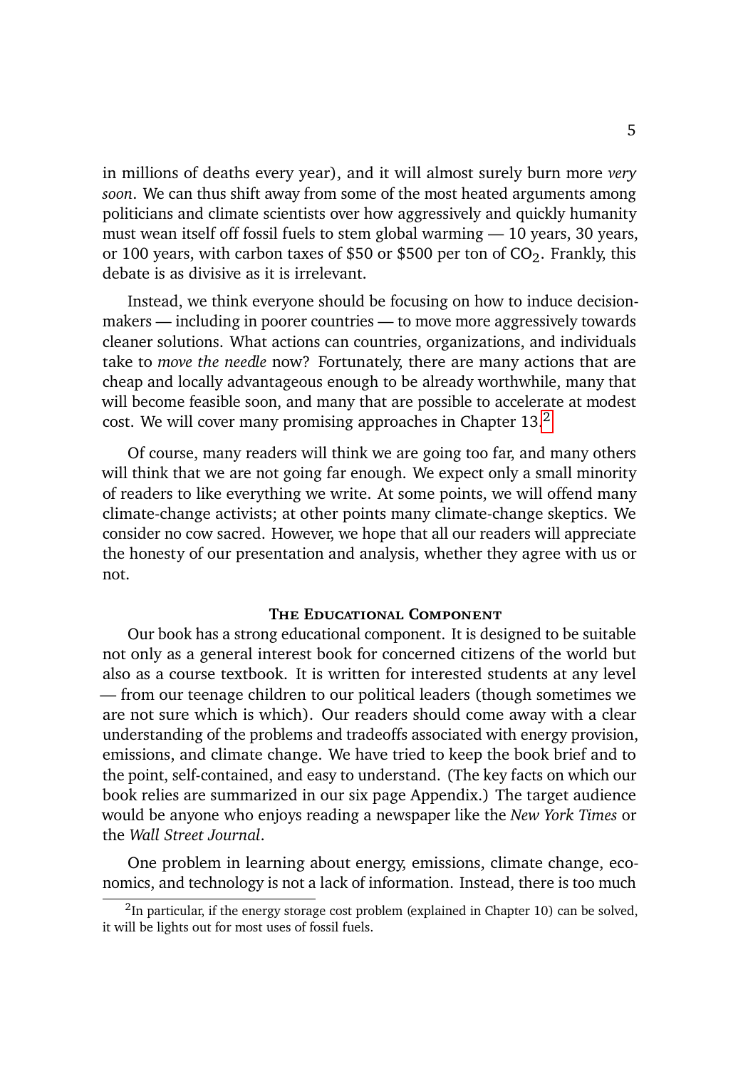in millions of deaths every year), and it will almost surely burn more *very soon*. We can thus shift away from some of the most heated arguments among politicians and climate scientists over how aggressively and quickly humanity must wean itself off fossil fuels to stem global warming — 10 years, 30 years, or 100 years, with carbon taxes of $50 or $500 per ton of $CO_2$. Frankly, this debate is as divisive as it is irrelevant.

Instead, we think everyone should be focusing on how to induce decision-makers — including in poorer countries — to move more aggressively towards cleaner solutions. What actions can countries, organizations, and individuals take to *move the needle* now? Fortunately, there are many actions that are cheap and locally advantageous enough to be already worthwhile, many that will become feasible soon, and many that are possible to accelerate at modest cost. We will cover many promising approaches in Chapter 13.[2]

Of course, many readers will think we are going too far, and many others will think that we are not going far enough. We expect only a small minority of readers to like everything we write. At some points, we will offend many climate-change activists; at other points many climate-change skeptics. We consider no cow sacred. However, we hope that all our readers will appreciate the honesty of our presentation and analysis, whether they agree with us or not.

### The Educational Component

Our book has a strong educational component. It is designed to be suitable not only as a general interest book for concerned citizens of the world but also as a course textbook. It is written for interested students at any level — from our teenage children to our political leaders (though sometimes we are not sure which is which). Our readers should come away with a clear understanding of the problems and tradeoffs associated with energy provision, emissions, and climate change. We have tried to keep the book brief and to the point, self-contained, and easy to understand. (The key facts on which our book relies are summarized in our six page Appendix.) The target audience would be anyone who enjoys reading a newspaper like the *New York Times* or the *Wall Street Journal*.

One problem in learning about energy, emissions, climate change, economics, and technology is not a lack of information. Instead, there is too much

---

[2] In particular, if the energy storage cost problem (explained in Chapter 10) can be solved, it will be lights out for most uses of fossil fuels.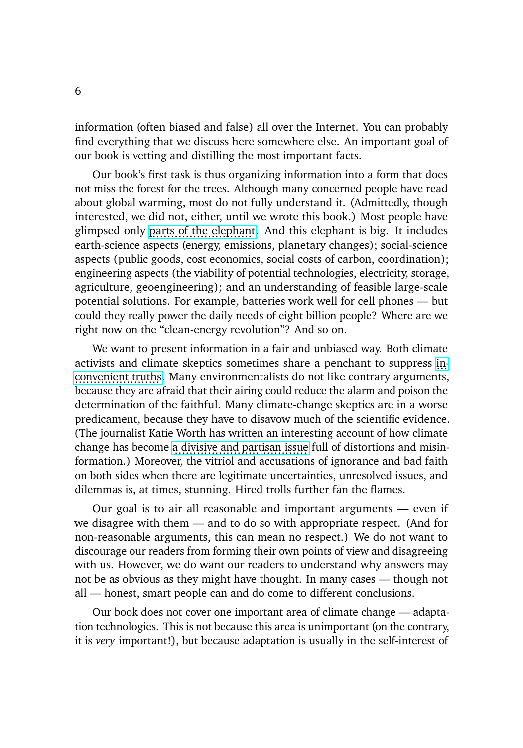information (often biased and false) all over the Internet. You can probably find everything that we discuss here somewhere else. An important goal of our book is vetting and distilling the most important facts.

Our book's first task is thus organizing information into a form that does not miss the forest for the trees. Although many concerned people have read about global warming, most do not fully understand it. (Admittedly, though interested, we did not, either, until we wrote this book.) Most people have glimpsed only parts of the elephant. And this elephant is big. It includes earth-science aspects (energy, emissions, planetary changes); social-science aspects (public goods, cost economics, social costs of carbon, coordination); engineering aspects (the viability of potential technologies, electricity, storage, agriculture, geoengineering); and an understanding of feasible large-scale potential solutions. For example, batteries work well for cell phones — but could they really power the daily needs of eight billion people? Where are we right now on the "clean-energy revolution"? And so on.

We want to present information in a fair and unbiased way. Both climate activists and climate skeptics sometimes share a penchant to suppress inconvenient truths. Many environmentalists do not like contrary arguments, because they are afraid that their airing could reduce the alarm and poison the determination of the faithful. Many climate-change skeptics are in a worse predicament, because they have to disavow much of the scientific evidence. (The journalist Katie Worth has written an interesting account of how climate change has become a divisive and partisan issue full of distortions and misinformation.) Moreover, the vitriol and accusations of ignorance and bad faith on both sides when there are legitimate uncertainties, unresolved issues, and dilemmas is, at times, stunning. Hired trolls further fan the flames.

Our goal is to air all reasonable and important arguments — even if we disagree with them — and to do so with appropriate respect. (And for non-reasonable arguments, this can mean no respect.) We do not want to discourage our readers from forming their own points of view and disagreeing with us. However, we do want our readers to understand why answers may not be as obvious as they might have thought. In many cases — though not all — honest, smart people can and do come to different conclusions.

Our book does not cover one important area of climate change — adaptation technologies. This is not because this area is unimportant (on the contrary, it is *very* important!), but because adaptation is usually in the self-interest of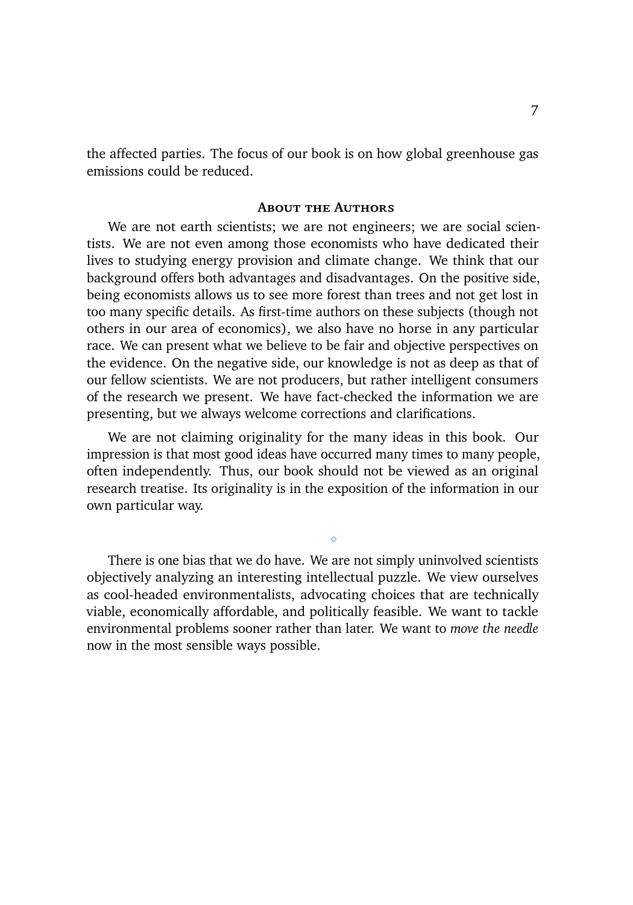the affected parties. The focus of our book is on how global greenhouse gas emissions could be reduced.

## About the Authors

We are not earth scientists; we are not engineers; we are social scientists. We are not even among those economists who have dedicated their lives to studying energy provision and climate change. We think that our background offers both advantages and disadvantages. On the positive side, being economists allows us to see more forest than trees and not get lost in too many specific details. As first-time authors on these subjects (though not others in our area of economics), we also have no horse in any particular race. We can present what we believe to be fair and objective perspectives on the evidence. On the negative side, our knowledge is not as deep as that of our fellow scientists. We are not producers, but rather intelligent consumers of the research we present. We have fact-checked the information we are presenting, but we always welcome corrections and clarifications.

We are not claiming originality for the many ideas in this book. Our impression is that most good ideas have occurred many times to many people, often independently. Thus, our book should not be viewed as an original research treatise. Its originality is in the exposition of the information in our own particular way.

⋄

There is one bias that we do have. We are not simply uninvolved scientists objectively analyzing an interesting intellectual puzzle. We view ourselves as cool-headed environmentalists, advocating choices that are technically viable, economically affordable, and politically feasible. We want to tackle environmental problems sooner rather than later. We want to *move the needle* now in the most sensible ways possible.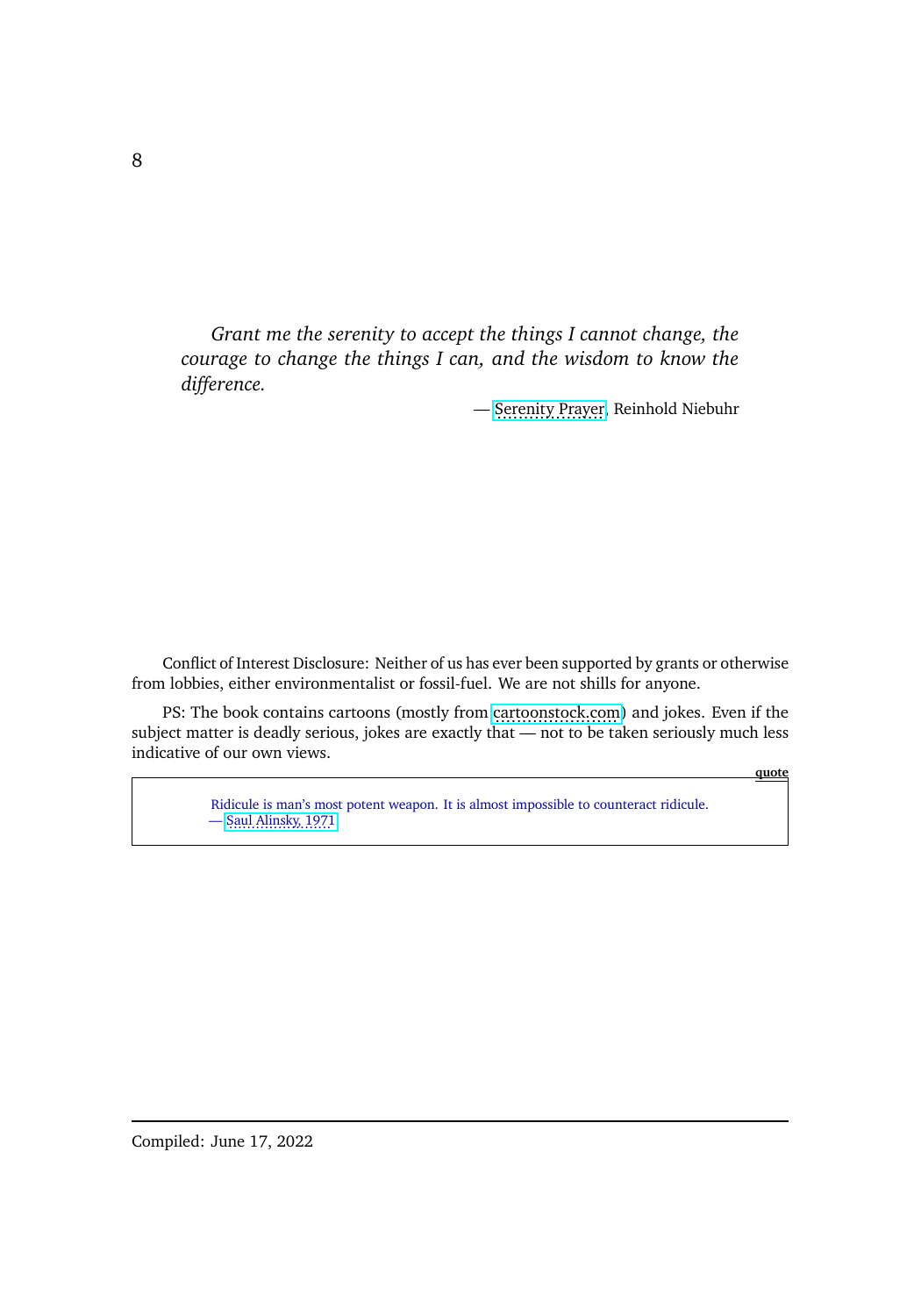*Grant me the serenity to accept the things I cannot change, the courage to change the things I can, and the wisdom to know the difference.*

— Serenity Prayer, Reinhold Niebuhr

Conflict of Interest Disclosure: Neither of us has ever been supported by grants or otherwise from lobbies, either environmentalist or fossil-fuel. We are not shills for anyone.

PS: The book contains cartoons (mostly from cartoonstock.com) and jokes. Even if the subject matter is deadly serious, jokes are exactly that — not to be taken seriously much less indicative of our own views.

**quote**

> Ridicule is man's most potent weapon. It is almost impossible to counteract ridicule.
> — Saul Alinsky, 1971

Compiled: June 17, 2022